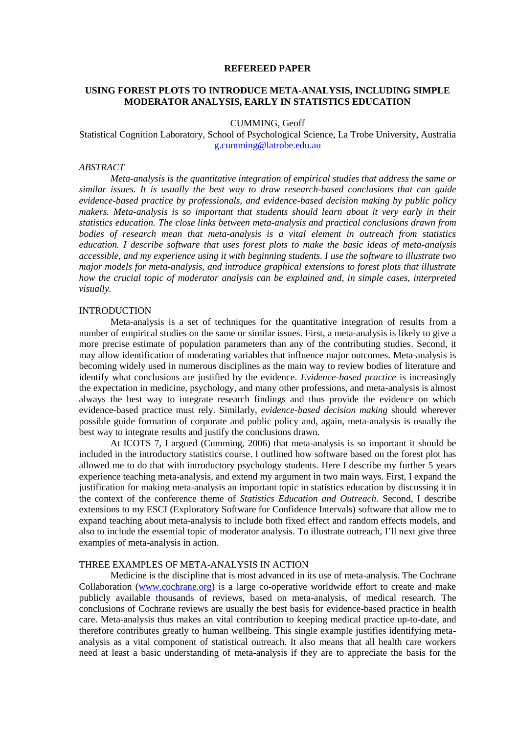**REFEREED PAPER**

# USING FOREST PLOTS TO INTRODUCE META-ANALYSIS, INCLUDING SIMPLE MODERATOR ANALYSIS, EARLY IN STATISTICS EDUCATION

CUMMING, Geoff

Statistical Cognition Laboratory, School of Psychological Science, La Trobe University, Australia
g.cumming@latrobe.edu.au

## *ABSTRACT*

*Meta-analysis is the quantitative integration of empirical studies that address the same or similar issues. It is usually the best way to draw research-based conclusions that can guide evidence-based practice by professionals, and evidence-based decision making by public policy makers. Meta-analysis is so important that students should learn about it very early in their statistics education. The close links between meta-analysis and practical conclusions drawn from bodies of research mean that meta-analysis is a vital element in outreach from statistics education. I describe software that uses forest plots to make the basic ideas of meta-analysis accessible, and my experience using it with beginning students. I use the software to illustrate two major models for meta-analysis, and introduce graphical extensions to forest plots that illustrate how the crucial topic of moderator analysis can be explained and, in simple cases, interpreted visually.*

## INTRODUCTION

Meta-analysis is a set of techniques for the quantitative integration of results from a number of empirical studies on the same or similar issues. First, a meta-analysis is likely to give a more precise estimate of population parameters than any of the contributing studies. Second, it may allow identification of moderating variables that influence major outcomes. Meta-analysis is becoming widely used in numerous disciplines as the main way to review bodies of literature and identify what conclusions are justified by the evidence. *Evidence-based practice* is increasingly the expectation in medicine, psychology, and many other professions, and meta-analysis is almost always the best way to integrate research findings and thus provide the evidence on which evidence-based practice must rely. Similarly, *evidence-based decision making* should wherever possible guide formation of corporate and public policy and, again, meta-analysis is usually the best way to integrate results and justify the conclusions drawn.

At ICOTS 7, I argued (Cumming, 2006) that meta-analysis is so important it should be included in the introductory statistics course. I outlined how software based on the forest plot has allowed me to do that with introductory psychology students. Here I describe my further 5 years experience teaching meta-analysis, and extend my argument in two main ways. First, I expand the justification for making meta-analysis an important topic in statistics education by discussing it in the context of the conference theme of *Statistics Education and Outreach*. Second, I describe extensions to my ESCI (Exploratory Software for Confidence Intervals) software that allow me to expand teaching about meta-analysis to include both fixed effect and random effects models, and also to include the essential topic of moderator analysis. To illustrate outreach, I'll next give three examples of meta-analysis in action.

## THREE EXAMPLES OF META-ANALYSIS IN ACTION

Medicine is the discipline that is most advanced in its use of meta-analysis. The Cochrane Collaboration (www.cochrane.org) is a large co-operative worldwide effort to create and make publicly available thousands of reviews, based on meta-analysis, of medical research. The conclusions of Cochrane reviews are usually the best basis for evidence-based practice in health care. Meta-analysis thus makes an vital contribution to keeping medical practice up-to-date, and therefore contributes greatly to human wellbeing. This single example justifies identifying meta-analysis as a vital component of statistical outreach. It also means that all health care workers need at least a basic understanding of meta-analysis if they are to appreciate the basis for the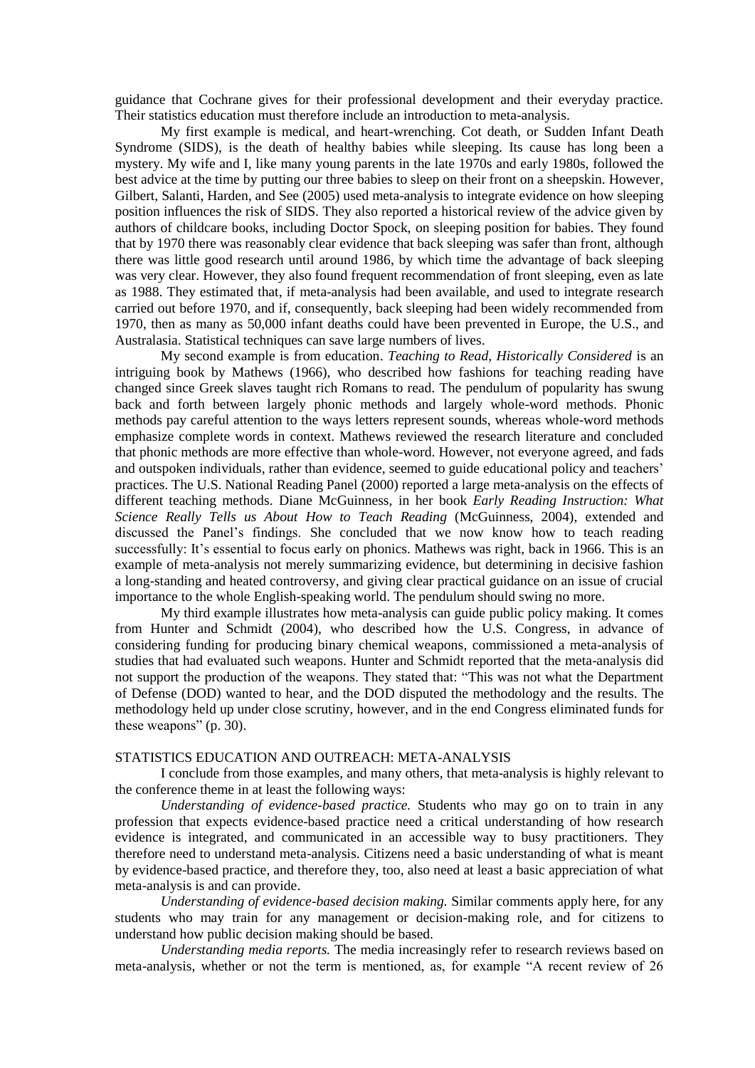guidance that Cochrane gives for their professional development and their everyday practice. Their statistics education must therefore include an introduction to meta-analysis.

My first example is medical, and heart-wrenching. Cot death, or Sudden Infant Death Syndrome (SIDS), is the death of healthy babies while sleeping. Its cause has long been a mystery. My wife and I, like many young parents in the late 1970s and early 1980s, followed the best advice at the time by putting our three babies to sleep on their front on a sheepskin. However, Gilbert, Salanti, Harden, and See (2005) used meta-analysis to integrate evidence on how sleeping position influences the risk of SIDS. They also reported a historical review of the advice given by authors of childcare books, including Doctor Spock, on sleeping position for babies. They found that by 1970 there was reasonably clear evidence that back sleeping was safer than front, although there was little good research until around 1986, by which time the advantage of back sleeping was very clear. However, they also found frequent recommendation of front sleeping, even as late as 1988. They estimated that, if meta-analysis had been available, and used to integrate research carried out before 1970, and if, consequently, back sleeping had been widely recommended from 1970, then as many as 50,000 infant deaths could have been prevented in Europe, the U.S., and Australasia. Statistical techniques can save large numbers of lives.

My second example is from education. *Teaching to Read, Historically Considered* is an intriguing book by Mathews (1966), who described how fashions for teaching reading have changed since Greek slaves taught rich Romans to read. The pendulum of popularity has swung back and forth between largely phonic methods and largely whole-word methods. Phonic methods pay careful attention to the ways letters represent sounds, whereas whole-word methods emphasize complete words in context. Mathews reviewed the research literature and concluded that phonic methods are more effective than whole-word. However, not everyone agreed, and fads and outspoken individuals, rather than evidence, seemed to guide educational policy and teachers' practices. The U.S. National Reading Panel (2000) reported a large meta-analysis on the effects of different teaching methods. Diane McGuinness, in her book *Early Reading Instruction: What Science Really Tells us About How to Teach Reading* (McGuinness, 2004), extended and discussed the Panel's findings. She concluded that we now know how to teach reading successfully: It's essential to focus early on phonics. Mathews was right, back in 1966. This is an example of meta-analysis not merely summarizing evidence, but determining in decisive fashion a long-standing and heated controversy, and giving clear practical guidance on an issue of crucial importance to the whole English-speaking world. The pendulum should swing no more.

My third example illustrates how meta-analysis can guide public policy making. It comes from Hunter and Schmidt (2004), who described how the U.S. Congress, in advance of considering funding for producing binary chemical weapons, commissioned a meta-analysis of studies that had evaluated such weapons. Hunter and Schmidt reported that the meta-analysis did not support the production of the weapons. They stated that: "This was not what the Department of Defense (DOD) wanted to hear, and the DOD disputed the methodology and the results. The methodology held up under close scrutiny, however, and in the end Congress eliminated funds for these weapons" (p. 30).

## STATISTICS EDUCATION AND OUTREACH: META-ANALYSIS

I conclude from those examples, and many others, that meta-analysis is highly relevant to the conference theme in at least the following ways:

*Understanding of evidence-based practice.* Students who may go on to train in any profession that expects evidence-based practice need a critical understanding of how research evidence is integrated, and communicated in an accessible way to busy practitioners. They therefore need to understand meta-analysis. Citizens need a basic understanding of what is meant by evidence-based practice, and therefore they, too, also need at least a basic appreciation of what meta-analysis is and can provide.

*Understanding of evidence-based decision making.* Similar comments apply here, for any students who may train for any management or decision-making role, and for citizens to understand how public decision making should be based.

*Understanding media reports.* The media increasingly refer to research reviews based on meta-analysis, whether or not the term is mentioned, as, for example "A recent review of 26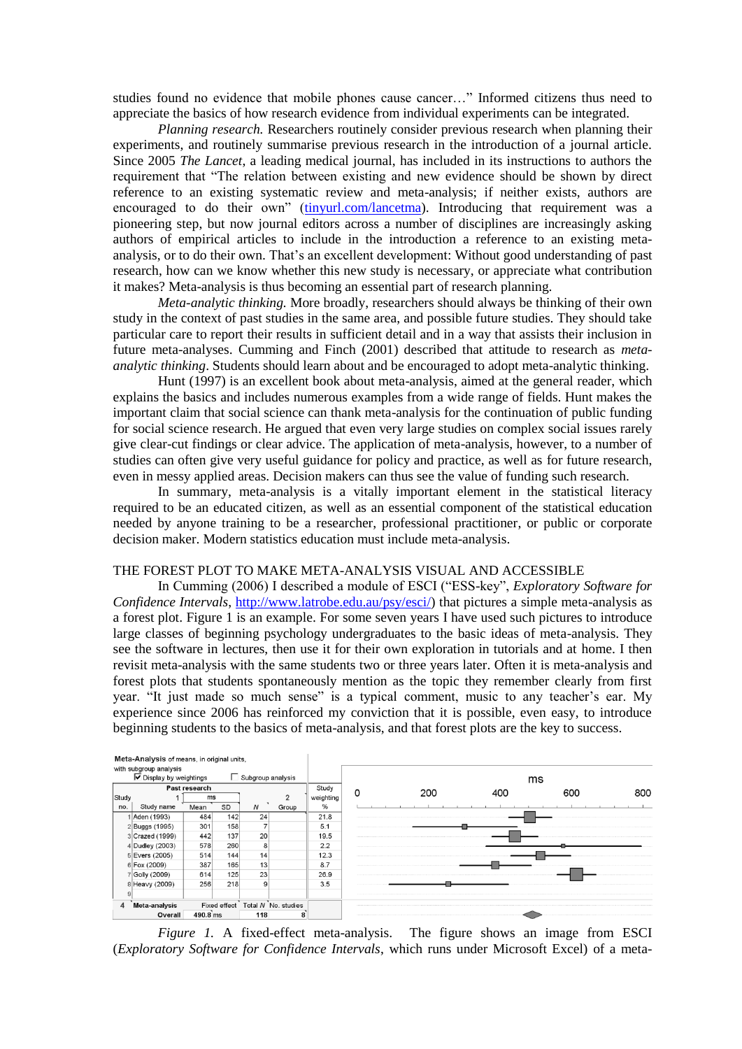studies found no evidence that mobile phones cause cancer…" Informed citizens thus need to appreciate the basics of how research evidence from individual experiments can be integrated.

*Planning research.* Researchers routinely consider previous research when planning their experiments, and routinely summarise previous research in the introduction of a journal article. Since 2005 *The Lancet*, a leading medical journal, has included in its instructions to authors the requirement that "The relation between existing and new evidence should be shown by direct reference to an existing systematic review and meta-analysis; if neither exists, authors are encouraged to do their own" (tinyurl.com/lancetma). Introducing that requirement was a pioneering step, but now journal editors across a number of disciplines are increasingly asking authors of empirical articles to include in the introduction a reference to an existing meta-analysis, or to do their own. That's an excellent development: Without good understanding of past research, how can we know whether this new study is necessary, or appreciate what contribution it makes? Meta-analysis is thus becoming an essential part of research planning.

*Meta-analytic thinking.* More broadly, researchers should always be thinking of their own study in the context of past studies in the same area, and possible future studies. They should take particular care to report their results in sufficient detail and in a way that assists their inclusion in future meta-analyses. Cumming and Finch (2001) described that attitude to research as *meta-analytic thinking*. Students should learn about and be encouraged to adopt meta-analytic thinking.

Hunt (1997) is an excellent book about meta-analysis, aimed at the general reader, which explains the basics and includes numerous examples from a wide range of fields. Hunt makes the important claim that social science can thank meta-analysis for the continuation of public funding for social science research. He argued that even very large studies on complex social issues rarely give clear-cut findings or clear advice. The application of meta-analysis, however, to a number of studies can often give very useful guidance for policy and practice, as well as for future research, even in messy applied areas. Decision makers can thus see the value of funding such research.

In summary, meta-analysis is a vitally important element in the statistical literacy required to be an educated citizen, as well as an essential component of the statistical education needed by anyone training to be a researcher, professional practitioner, or public or corporate decision maker. Modern statistics education must include meta-analysis.

## THE FOREST PLOT TO MAKE META-ANALYSIS VISUAL AND ACCESSIBLE

In Cumming (2006) I described a module of ESCI ("ESS-key", *Exploratory Software for Confidence Intervals*, http://www.latrobe.edu.au/psy/esci/) that pictures a simple meta-analysis as a forest plot. Figure 1 is an example. For some seven years I have used such pictures to introduce large classes of beginning psychology undergraduates to the basic ideas of meta-analysis. They see the software in lectures, then use it for their own exploration in tutorials and at home. I then revisit meta-analysis with the same students two or three years later. Often it is meta-analysis and forest plots that students spontaneously mention as the topic they remember clearly from first year. "It just made so much sense" is a typical comment, music to any teacher's ear. My experience since 2006 has reinforced my conviction that it is possible, even easy, to introduce beginning students to the basics of meta-analysis, and that forest plots are the key to success.

**Meta-Analysis** of means, in original units, with subgroup analysis
☑ Display by weightings ☐ Subgroup analysis

| Study no. | Study name | Mean (ms) | SD | N | Group | Study weighting % |
|---|---|---|---|---|---|---|
| 1 | Aden (1993) | 484 | 142 | 24 | | 21.8 |
| 2 | Buggs (1995) | 301 | 158 | 7 | | 5.1 |
| 3 | Crazed (1999) | 442 | 137 | 20 | | 19.5 |
| 4 | Dudley (2003) | 578 | 280 | 8 | | 2.2 |
| 5 | Evers (2005) | 514 | 144 | 14 | | 12.3 |
| 6 | Fox (2009) | 387 | 165 | 13 | | 8.7 |
| 7 | Golly (2009) | 614 | 125 | 23 | | 26.9 |
| 8 | Heavy (2009) | 256 | 218 | 9 | | 3.5 |
| 9 | | | | | | |
| 4 | Meta-analysis Overall | Fixed effect 490.8 ms | | Total N 118 | No. studies 8 | |

*Figure 1.* A fixed-effect meta-analysis. The figure shows an image from ESCI (*Exploratory Software for Confidence Intervals*, which runs under Microsoft Excel) of a meta-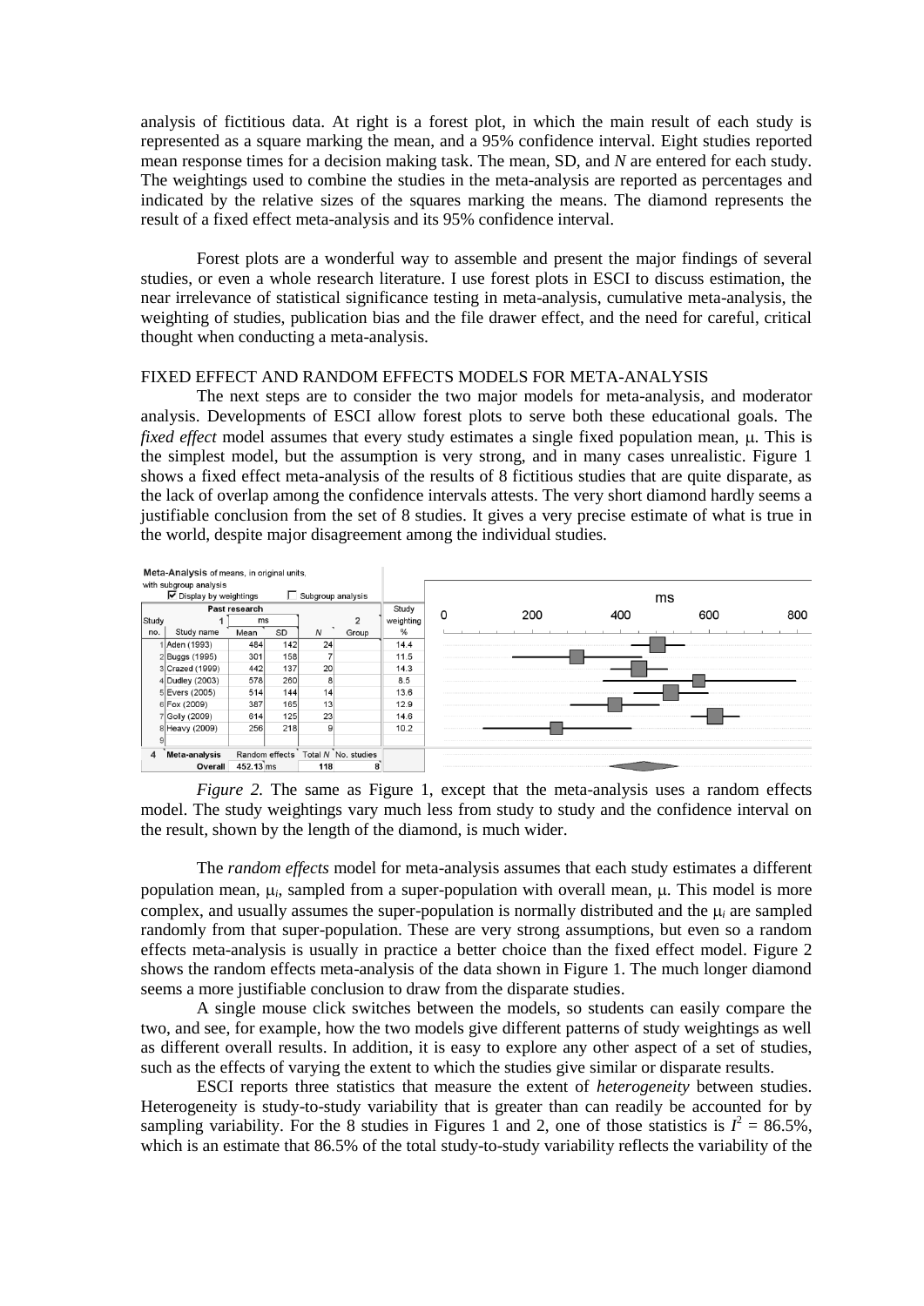analysis of fictitious data. At right is a forest plot, in which the main result of each study is represented as a square marking the mean, and a 95% confidence interval. Eight studies reported mean response times for a decision making task. The mean, SD, and *N* are entered for each study. The weightings used to combine the studies in the meta-analysis are reported as percentages and indicated by the relative sizes of the squares marking the means. The diamond represents the result of a fixed effect meta-analysis and its 95% confidence interval.

Forest plots are a wonderful way to assemble and present the major findings of several studies, or even a whole research literature. I use forest plots in ESCI to discuss estimation, the near irrelevance of statistical significance testing in meta-analysis, cumulative meta-analysis, the weighting of studies, publication bias and the file drawer effect, and the need for careful, critical thought when conducting a meta-analysis.

## FIXED EFFECT AND RANDOM EFFECTS MODELS FOR META-ANALYSIS

The next steps are to consider the two major models for meta-analysis, and moderator analysis. Developments of ESCI allow forest plots to serve both these educational goals. The *fixed effect* model assumes that every study estimates a single fixed population mean, $\mu$. This is the simplest model, but the assumption is very strong, and in many cases unrealistic. Figure 1 shows a fixed effect meta-analysis of the results of 8 fictitious studies that are quite disparate, as the lack of overlap among the confidence intervals attests. The very short diamond hardly seems a justifiable conclusion from the set of 8 studies. It gives a very precise estimate of what is true in the world, despite major disagreement among the individual studies.

**Meta-Analysis** of means, in original units, with subgroup analysis

☑ Display by weightings ☐ Subgroup analysis

| Study no. | Study name | Mean (ms) | SD (ms) | *N* | Group | Study weighting % |
|---|---|---|---|---|---|---|
| 1 | Aden (1993) | 484 | 142 | 24 | | 14.4 |
| 2 | Buggs (1995) | 301 | 158 | 7 | | 11.5 |
| 3 | Crazed (1999) | 442 | 137 | 20 | | 14.3 |
| 4 | Dudley (2003) | 578 | 260 | 8 | | 8.5 |
| 5 | Evers (2005) | 514 | 144 | 14 | | 13.6 |
| 6 | Fox (2009) | 387 | 165 | 13 | | 12.9 |
| 7 | Golly (2009) | 614 | 125 | 23 | | 14.6 |
| 8 | Heavy (2009) | 256 | 218 | 9 | | 10.2 |
| 9 | | | | | | |
| 4 | **Meta-analysis** | Random effects | | Total *N* | No. studies | |
| | **Overall** | 452.13 ms | | 118 | 8 | |

*Figure 2.* The same as Figure 1, except that the meta-analysis uses a random effects model. The study weightings vary much less from study to study and the confidence interval on the result, shown by the length of the diamond, is much wider.

The *random effects* model for meta-analysis assumes that each study estimates a different population mean, $\mu_i$, sampled from a super-population with overall mean, $\mu$. This model is more complex, and usually assumes the super-population is normally distributed and the $\mu_i$ are sampled randomly from that super-population. These are very strong assumptions, but even so a random effects meta-analysis is usually in practice a better choice than the fixed effect model. Figure 2 shows the random effects meta-analysis of the data shown in Figure 1. The much longer diamond seems a more justifiable conclusion to draw from the disparate studies.

A single mouse click switches between the models, so students can easily compare the two, and see, for example, how the two models give different patterns of study weightings as well as different overall results. In addition, it is easy to explore any other aspect of a set of studies, such as the effects of varying the extent to which the studies give similar or disparate results.

ESCI reports three statistics that measure the extent of *heterogeneity* between studies. Heterogeneity is study-to-study variability that is greater than can readily be accounted for by sampling variability. For the 8 studies in Figures 1 and 2, one of those statistics is $I^2 = 86.5\%$, which is an estimate that 86.5% of the total study-to-study variability reflects the variability of the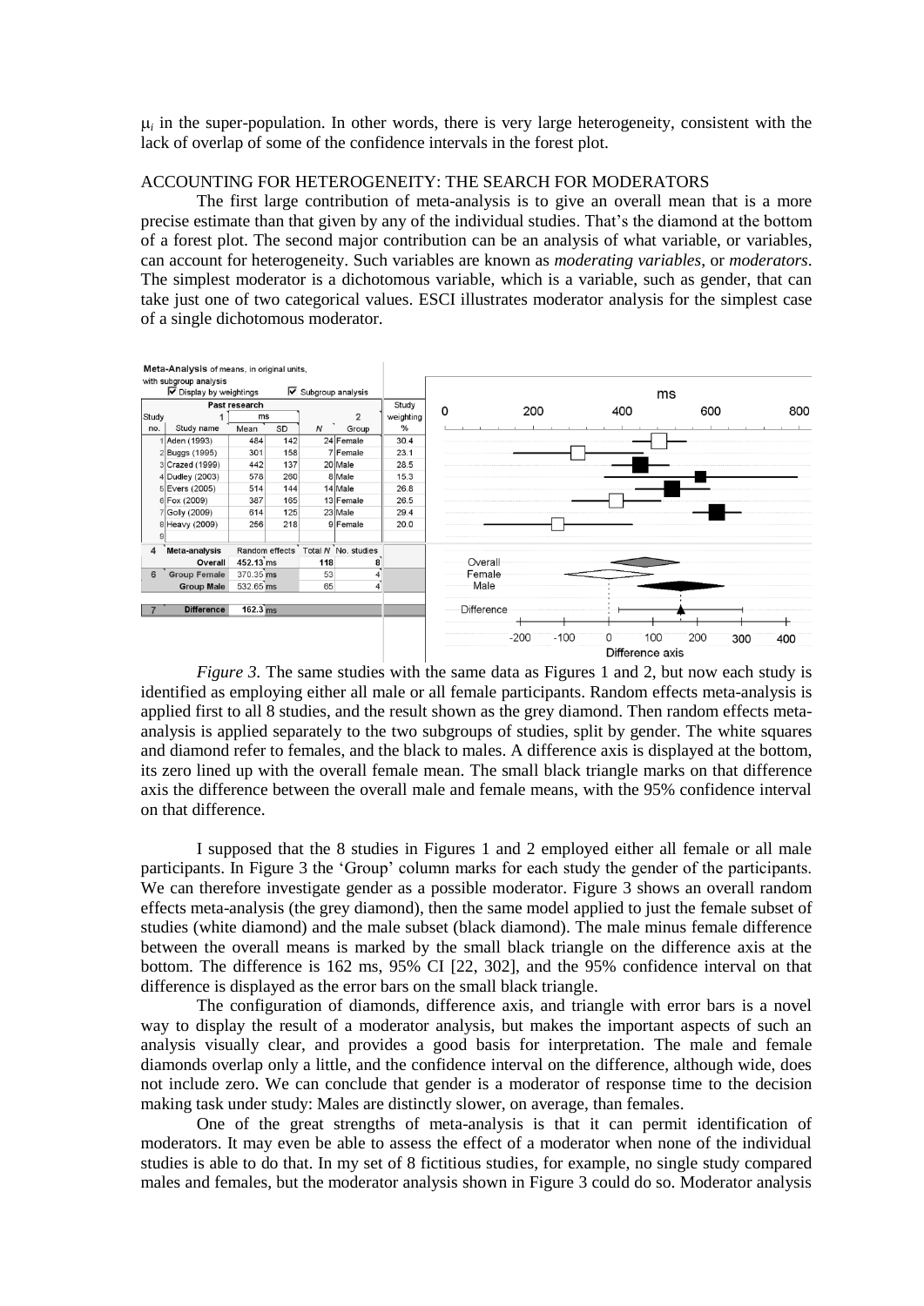$\mu_i$ in the super-population. In other words, there is very large heterogeneity, consistent with the lack of overlap of some of the confidence intervals in the forest plot.

## ACCOUNTING FOR HETEROGENEITY: THE SEARCH FOR MODERATORS

The first large contribution of meta-analysis is to give an overall mean that is a more precise estimate than that given by any of the individual studies. That's the diamond at the bottom of a forest plot. The second major contribution can be an analysis of what variable, or variables, can account for heterogeneity. Such variables are known as *moderating variables*, or *moderators*. The simplest moderator is a dichotomous variable, which is a variable, such as gender, that can take just one of two categorical values. ESCI illustrates moderator analysis for the simplest case of a single dichotomous moderator.

**Meta-Analysis** of means, in original units, with subgroup analysis

☑ Display by weightings ☑ Subgroup analysis

| Study no. | Study name | Mean (ms) | SD | N | Group | Study weighting % |
|---|---|---|---|---|---|---|
| 1 | Aden (1993) | 484 | 142 | 24 | Female | 30.4 |
| 2 | Buggs (1995) | 301 | 158 | 7 | Female | 23.1 |
| 3 | Crazed (1999) | 442 | 137 | 20 | Male | 28.5 |
| 4 | Dudley (2003) | 578 | 260 | 8 | Male | 15.3 |
| 5 | Evers (2005) | 514 | 144 | 14 | Male | 26.8 |
| 6 | Fox (2009) | 387 | 165 | 13 | Female | 26.5 |
| 7 | Golly (2009) | 614 | 125 | 23 | Male | 29.4 |
| 8 | Heavy (2009) | 256 | 218 | 9 | Female | 20.0 |

| Meta-analysis | Random effects | Total N | No. studies |
|---|---|---|---|
| Overall | 452.13 ms | 118 | 8 |
| Group Female | 370.35 ms | 53 | 4 |
| Group Male | 532.65 ms | 65 | 4 |
| Difference | 162.3 ms | | |

*Figure 3.* The same studies with the same data as Figures 1 and 2, but now each study is identified as employing either all male or all female participants. Random effects meta-analysis is applied first to all 8 studies, and the result shown as the grey diamond. Then random effects meta-analysis is applied separately to the two subgroups of studies, split by gender. The white squares and diamond refer to females, and the black to males. A difference axis is displayed at the bottom, its zero lined up with the overall female mean. The small black triangle marks on that difference axis the difference between the overall male and female means, with the 95% confidence interval on that difference.

I supposed that the 8 studies in Figures 1 and 2 employed either all female or all male participants. In Figure 3 the 'Group' column marks for each study the gender of the participants. We can therefore investigate gender as a possible moderator. Figure 3 shows an overall random effects meta-analysis (the grey diamond), then the same model applied to just the female subset of studies (white diamond) and the male subset (black diamond). The male minus female difference between the overall means is marked by the small black triangle on the difference axis at the bottom. The difference is 162 ms, 95% CI [22, 302], and the 95% confidence interval on that difference is displayed as the error bars on the small black triangle.

The configuration of diamonds, difference axis, and triangle with error bars is a novel way to display the result of a moderator analysis, but makes the important aspects of such an analysis visually clear, and provides a good basis for interpretation. The male and female diamonds overlap only a little, and the confidence interval on the difference, although wide, does not include zero. We can conclude that gender is a moderator of response time to the decision making task under study: Males are distinctly slower, on average, than females.

One of the great strengths of meta-analysis is that it can permit identification of moderators. It may even be able to assess the effect of a moderator when none of the individual studies is able to do that. In my set of 8 fictitious studies, for example, no single study compared males and females, but the moderator analysis shown in Figure 3 could do so. Moderator analysis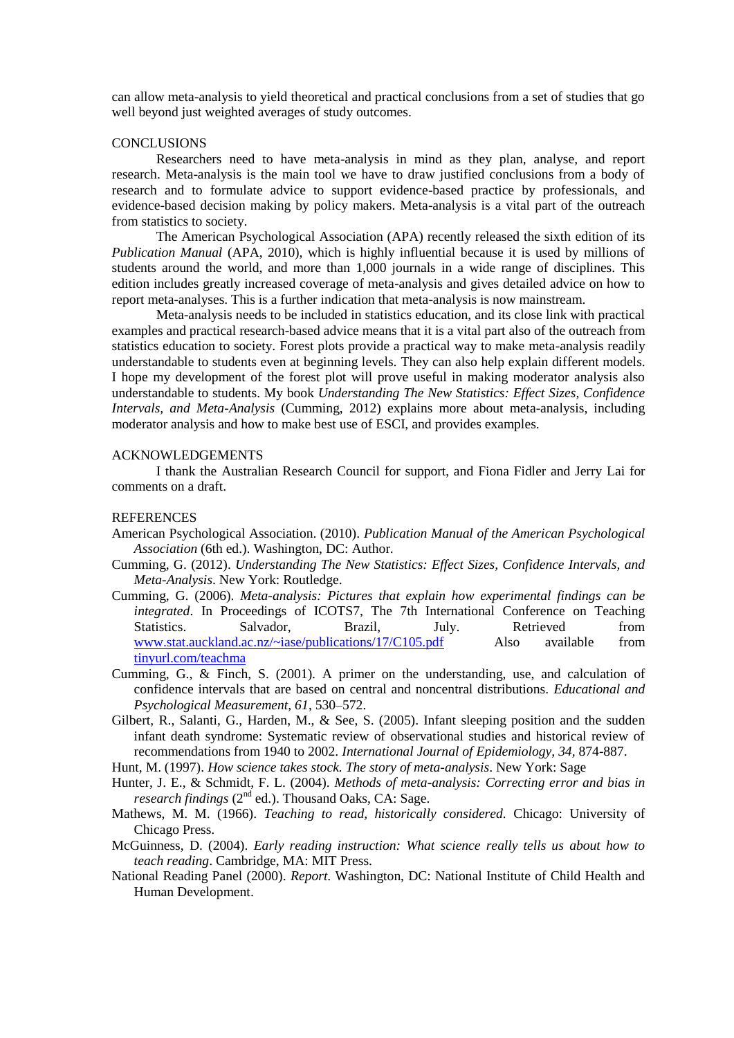can allow meta-analysis to yield theoretical and practical conclusions from a set of studies that go well beyond just weighted averages of study outcomes.

## CONCLUSIONS

Researchers need to have meta-analysis in mind as they plan, analyse, and report research. Meta-analysis is the main tool we have to draw justified conclusions from a body of research and to formulate advice to support evidence-based practice by professionals, and evidence-based decision making by policy makers. Meta-analysis is a vital part of the outreach from statistics to society.

The American Psychological Association (APA) recently released the sixth edition of its *Publication Manual* (APA, 2010), which is highly influential because it is used by millions of students around the world, and more than 1,000 journals in a wide range of disciplines. This edition includes greatly increased coverage of meta-analysis and gives detailed advice on how to report meta-analyses. This is a further indication that meta-analysis is now mainstream.

Meta-analysis needs to be included in statistics education, and its close link with practical examples and practical research-based advice means that it is a vital part also of the outreach from statistics education to society. Forest plots provide a practical way to make meta-analysis readily understandable to students even at beginning levels. They can also help explain different models. I hope my development of the forest plot will prove useful in making moderator analysis also understandable to students. My book *Understanding The New Statistics: Effect Sizes, Confidence Intervals, and Meta-Analysis* (Cumming, 2012) explains more about meta-analysis, including moderator analysis and how to make best use of ESCI, and provides examples.

## ACKNOWLEDGEMENTS

I thank the Australian Research Council for support, and Fiona Fidler and Jerry Lai for comments on a draft.

## REFERENCES

American Psychological Association. (2010). *Publication Manual of the American Psychological Association* (6th ed.). Washington, DC: Author.

Cumming, G. (2012). *Understanding The New Statistics: Effect Sizes, Confidence Intervals, and Meta-Analysis*. New York: Routledge.

Cumming, G. (2006). *Meta-analysis: Pictures that explain how experimental findings can be integrated*. In Proceedings of ICOTS7, The 7th International Conference on Teaching Statistics. Salvador, Brazil, July. Retrieved from www.stat.auckland.ac.nz/~iase/publications/17/C105.pdf Also available from tinyurl.com/teachma

Cumming, G., & Finch, S. (2001). A primer on the understanding, use, and calculation of confidence intervals that are based on central and noncentral distributions. *Educational and Psychological Measurement*, *61*, 530–572.

Gilbert, R., Salanti, G., Harden, M., & See, S. (2005). Infant sleeping position and the sudden infant death syndrome: Systematic review of observational studies and historical review of recommendations from 1940 to 2002. *International Journal of Epidemiology*, *34*, 874-887.

Hunt, M. (1997). *How science takes stock. The story of meta-analysis*. New York: Sage

Hunter, J. E., & Schmidt, F. L. (2004). *Methods of meta-analysis: Correcting error and bias in research findings* (2nd ed.). Thousand Oaks, CA: Sage.

Mathews, M. M. (1966). *Teaching to read, historically considered.* Chicago: University of Chicago Press.

McGuinness, D. (2004). *Early reading instruction: What science really tells us about how to teach reading*. Cambridge, MA: MIT Press.

National Reading Panel (2000). *Report*. Washington, DC: National Institute of Child Health and Human Development.